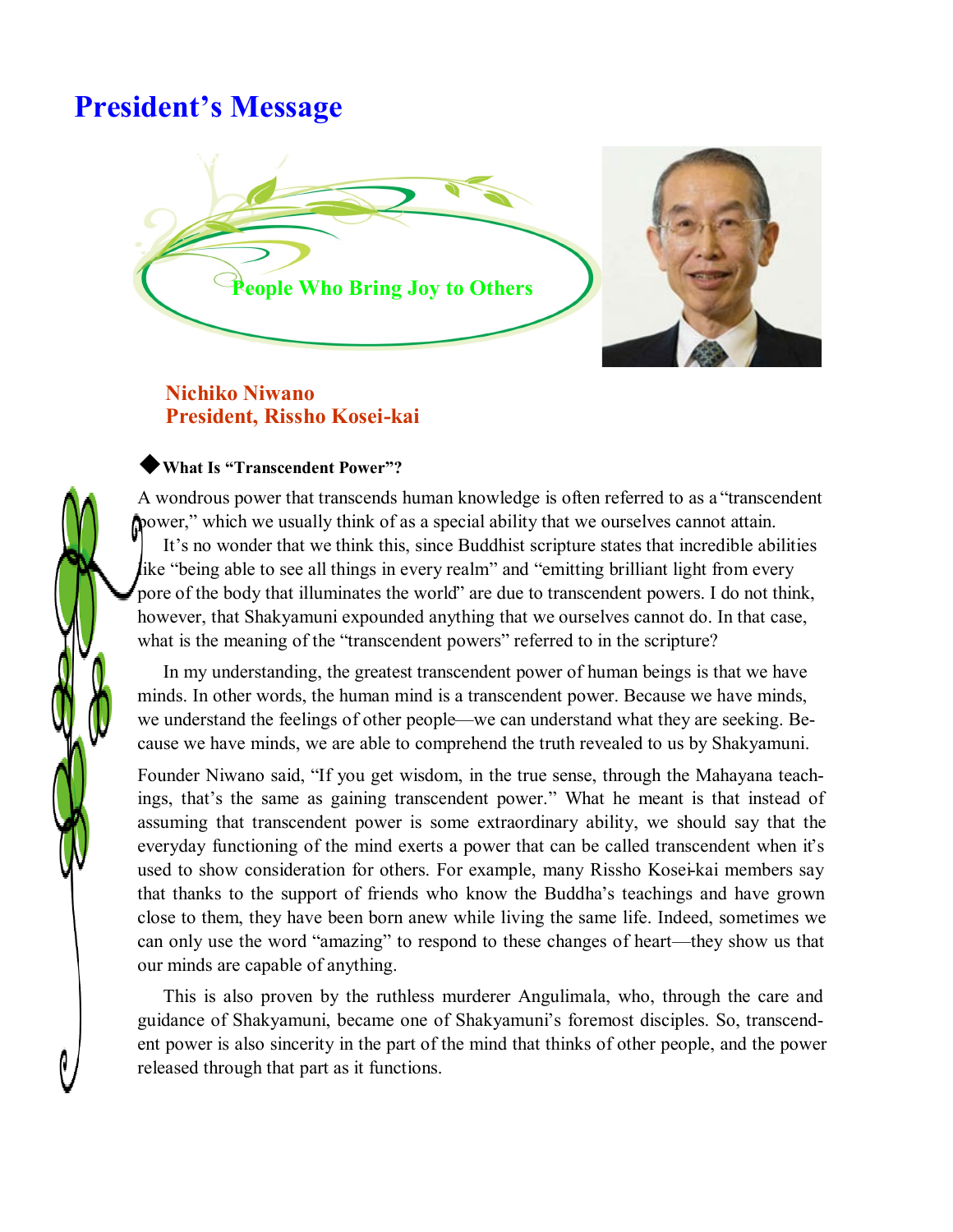# President's Message

## People Who Bring Joy to Others

**Nichiko Niwano**
**President, Rissho Kosei-kai**

### ◆What Is "Transcendent Power"?

A wondrous power that transcends human knowledge is often referred to as a "transcendent power," which we usually think of as a special ability that we ourselves cannot attain.

It's no wonder that we think this, since Buddhist scripture states that incredible abilities like "being able to see all things in every realm" and "emitting brilliant light from every pore of the body that illuminates the world" are due to transcendent powers. I do not think, however, that Shakyamuni expounded anything that we ourselves cannot do. In that case, what is the meaning of the "transcendent powers" referred to in the scripture?

In my understanding, the greatest transcendent power of human beings is that we have minds. In other words, the human mind is a transcendent power. Because we have minds, we understand the feelings of other people—we can understand what they are seeking. Because we have minds, we are able to comprehend the truth revealed to us by Shakyamuni.

Founder Niwano said, "If you get wisdom, in the true sense, through the Mahayana teachings, that's the same as gaining transcendent power." What he meant is that instead of assuming that transcendent power is some extraordinary ability, we should say that the everyday functioning of the mind exerts a power that can be called transcendent when it's used to show consideration for others. For example, many Rissho Kosei-kai members say that thanks to the support of friends who know the Buddha's teachings and have grown close to them, they have been born anew while living the same life. Indeed, sometimes we can only use the word "amazing" to respond to these changes of heart—they show us that our minds are capable of anything.

This is also proven by the ruthless murderer Angulimala, who, through the care and guidance of Shakyamuni, became one of Shakyamuni's foremost disciples. So, transcendent power is also sincerity in the part of the mind that thinks of other people, and the power released through that part as it functions.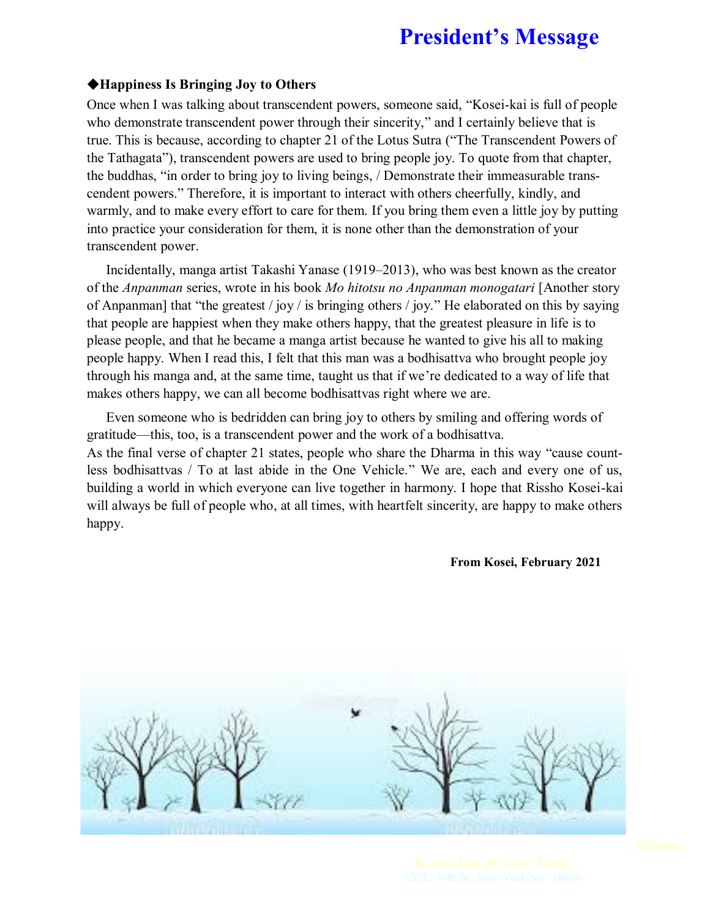# President's Message

### ◆Happiness Is Bringing Joy to Others

Once when I was talking about transcendent powers, someone said, "Kosei-kai is full of people who demonstrate transcendent power through their sincerity," and I certainly believe that is true. This is because, according to chapter 21 of the Lotus Sutra ("The Transcendent Powers of the Tathagata"), transcendent powers are used to bring people joy. To quote from that chapter, the buddhas, "in order to bring joy to living beings, / Demonstrate their immeasurable transcendent powers." Therefore, it is important to interact with others cheerfully, kindly, and warmly, and to make every effort to care for them. If you bring them even a little joy by putting into practice your consideration for them, it is none other than the demonstration of your transcendent power.

Incidentally, manga artist Takashi Yanase (1919–2013), who was best known as the creator of the *Anpanman* series, wrote in his book *Mo hitotsu no Anpanman monogatari* [Another story of Anpanman] that "the greatest / joy / is bringing others / joy." He elaborated on this by saying that people are happiest when they make others happy, that the greatest pleasure in life is to please people, and that he became a manga artist because he wanted to give his all to making people happy. When I read this, I felt that this man was a bodhisattva who brought people joy through his manga and, at the same time, taught us that if we're dedicated to a way of life that makes others happy, we can all become bodhisattvas right where we are.

Even someone who is bedridden can bring joy to others by smiling and offering words of gratitude—this, too, is a transcendent power and the work of a bodhisattva.

As the final verse of chapter 21 states, people who share the Dharma in this way "cause countless bodhisattvas / To at last abide in the One Vehicle." We are, each and every one of us, building a world in which everyone can live together in harmony. I hope that Rissho Kosei-kai will always be full of people who, at all times, with heartfelt sincerity, are happy to make others happy.

**From Kosei, February 2021**